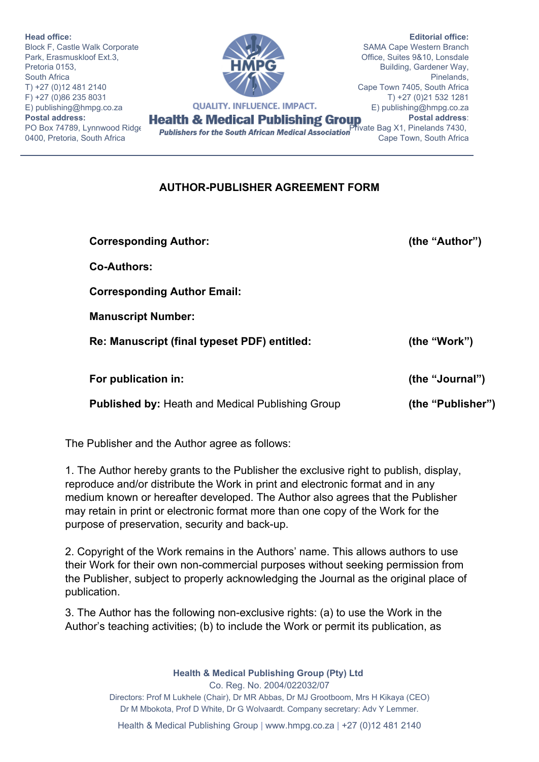**Head office:**
Block F, Castle Walk Corporate Park, Erasmuskloof Ext.3,
Pretoria 0153,
South Africa
T) +27 (0)12 481 2140
F) +27 (0)86 235 8031
E) publishing@hmpg.co.za
**Postal address:**
PO Box 74789, Lynnwood Ridge
0400, Pretoria, South Africa

HMPG
QUALITY. INFLUENCE. IMPACT.
**Health & Medical Publishing Group**
*Publishers for the South African Medical Association*

**Editorial office:**
SAMA Cape Western Branch Office, Suites 9&10, Lonsdale Building, Gardener Way, Pinelands,
Cape Town 7405, South Africa
T) +27 (0)21 532 1281
E) publishing@hmpg.co.za
**Postal address:**
Private Bag X1, Pinelands 7430,
Cape Town, South Africa

## AUTHOR-PUBLISHER AGREEMENT FORM

**Corresponding Author:** **(the "Author")**

**Co-Authors:**

**Corresponding Author Email:**

**Manuscript Number:**

**Re: Manuscript (final typeset PDF) entitled:** **(the "Work")**

**For publication in:** **(the "Journal")**

**Published by:** Heath and Medical Publishing Group **(the "Publisher")**

The Publisher and the Author agree as follows:

1. The Author hereby grants to the Publisher the exclusive right to publish, display, reproduce and/or distribute the Work in print and electronic format and in any medium known or hereafter developed. The Author also agrees that the Publisher may retain in print or electronic format more than one copy of the Work for the purpose of preservation, security and back-up.

2. Copyright of the Work remains in the Authors' name. This allows authors to use their Work for their own non-commercial purposes without seeking permission from the Publisher, subject to properly acknowledging the Journal as the original place of publication.

3. The Author has the following non-exclusive rights: (a) to use the Work in the Author's teaching activities; (b) to include the Work or permit its publication, as

**Health & Medical Publishing Group (Pty) Ltd**
Co. Reg. No. 2004/022032/07
Directors: Prof M Lukhele (Chair), Dr MR Abbas, Dr MJ Grootboom, Mrs H Kikaya (CEO)
Dr M Mbokota, Prof D White, Dr G Wolvaardt. Company secretary: Adv Y Lemmer.
Health & Medical Publishing Group | www.hmpg.co.za | +27 (0)12 481 2140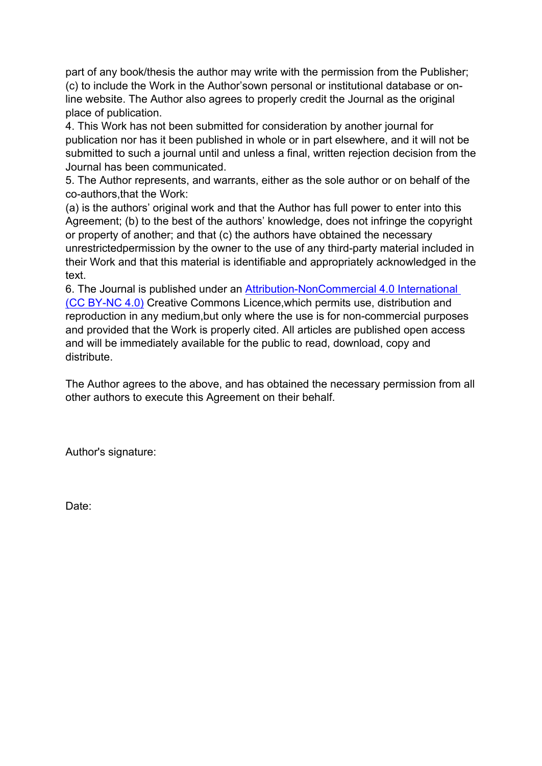part of any book/thesis the author may write with the permission from the Publisher; (c) to include the Work in the Author'sown personal or institutional database or on-line website. The Author also agrees to properly credit the Journal as the original place of publication.

4. This Work has not been submitted for consideration by another journal for publication nor has it been published in whole or in part elsewhere, and it will not be submitted to such a journal until and unless a final, written rejection decision from the Journal has been communicated.

5. The Author represents, and warrants, either as the sole author or on behalf of the co-authors,that the Work:

(a) is the authors' original work and that the Author has full power to enter into this Agreement; (b) to the best of the authors' knowledge, does not infringe the copyright or property of another; and that (c) the authors have obtained the necessary unrestrictedpermission by the owner to the use of any third-party material included in their Work and that this material is identifiable and appropriately acknowledged in the text.

6. The Journal is published under an [Attribution-NonCommercial 4.0 International (CC BY-NC 4.0)]() Creative Commons Licence,which permits use, distribution and reproduction in any medium,but only where the use is for non-commercial purposes and provided that the Work is properly cited. All articles are published open access and will be immediately available for the public to read, download, copy and distribute.

The Author agrees to the above, and has obtained the necessary permission from all other authors to execute this Agreement on their behalf.

Author's signature:

Date: